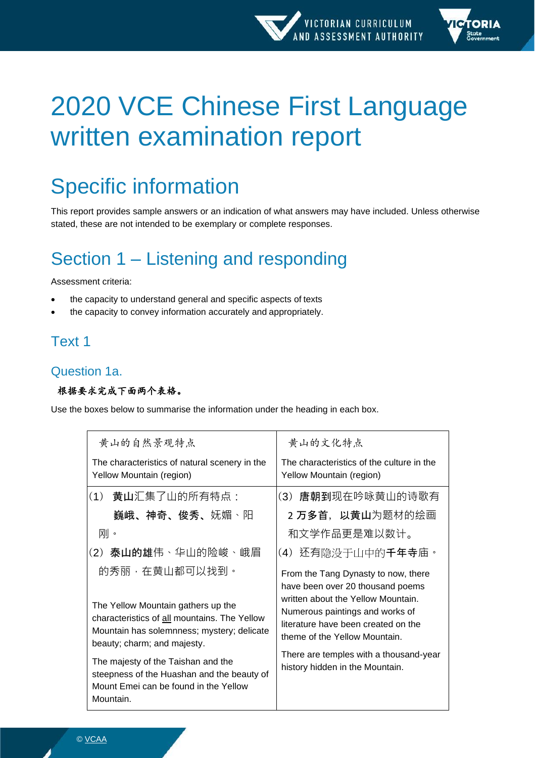# 2020 VCE Chinese First Language written examination report

## Specific information

This report provides sample answers or an indication of what answers may have included. Unless otherwise stated, these are not intended to be exemplary or complete responses.

## Section 1 – Listening and responding

Assessment criteria:

- the capacity to understand general and specific aspects of texts
- the capacity to convey information accurately and appropriately.

### Text 1

#### Question 1a.

**根据要求完成下面两个表格。**

Use the boxes below to summarise the information under the heading in each box.

| 黄山的自然景观特点<br>The characteristics of natural scenery in the Yellow Mountain (region) | 黄山的文化特点<br>The characteristics of the culture in the Yellow Mountain (region) |
|---|---|
| (1) **黄山**汇集了山的所有特点：**巍峨、神奇、俊秀**、妩媚、阳刚。<br>(2) **泰山的雄**伟、华山的险峻、峨眉的秀丽，在黄山都可以找到。<br><br>The Yellow Mountain gathers up the characteristics of all mountains. The Yellow Mountain has solemnness; mystery; delicate beauty; charm; and majesty.<br><br>The majesty of the Taishan and the steepness of the Huashan and the beauty of Mount Emei can be found in the Yellow Mountain. | (3) **唐朝到**现在吟咏黄山的诗歌有 **2 万多首**，**以黄山**为题材的绘画和文学作品更是难以数计。<br>(4) 还有隐没于山中的**千年寺**庙。<br><br>From the Tang Dynasty to now, there have been over 20 thousand poems written about the Yellow Mountain. Numerous paintings and works of literature have been created on the theme of the Yellow Mountain.<br><br>There are temples with a thousand-year history hidden in the Mountain. |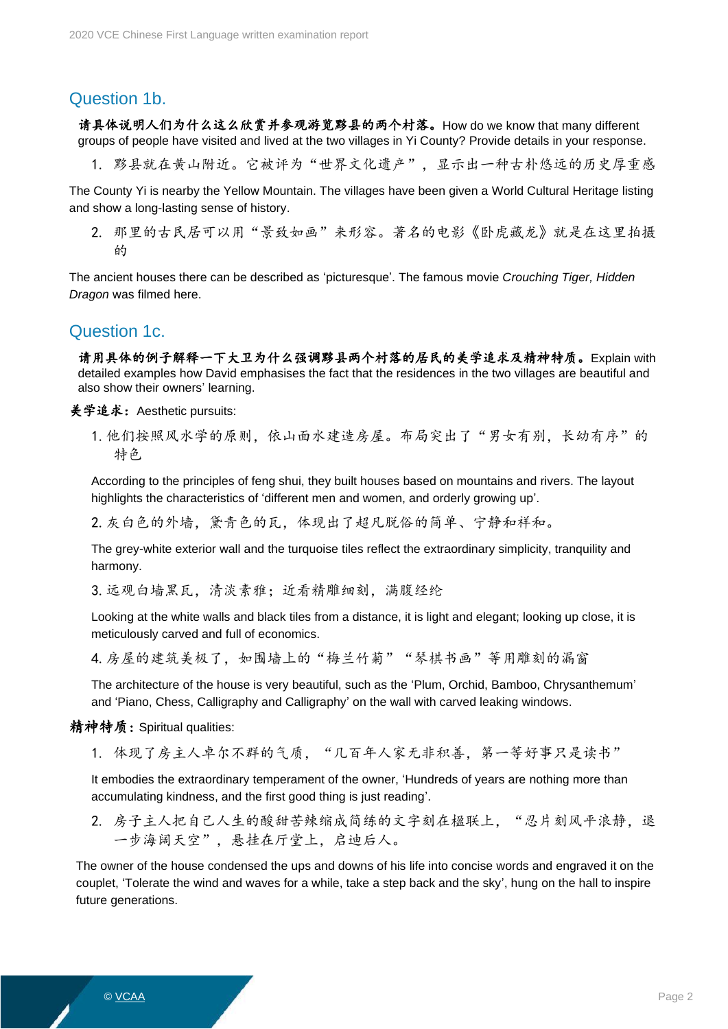## Question 1b.

**请具体说明人们为什么这么欣赏并参观游览黟县的两个村落。** How do we know that many different groups of people have visited and lived at the two villages in Yi County? Provide details in your response.

1. 黟县就在黄山附近。它被评为“世界文化遗产”，显示出一种古朴悠远的历史厚重感

The County Yi is nearby the Yellow Mountain. The villages have been given a World Cultural Heritage listing and show a long-lasting sense of history.

2. 那里的古民居可以用“景致如画”来形容。著名的电影《卧虎藏龙》就是在这里拍摄的

The ancient houses there can be described as ‘picturesque’. The famous movie *Crouching Tiger, Hidden Dragon* was filmed here.

## Question 1c.

**请用具体的例子解释一下大卫为什么强调黟县两个村落的居民的美学追求及精神特质。** Explain with detailed examples how David emphasises the fact that the residences in the two villages are beautiful and also show their owners’ learning.

**美学追求：** Aesthetic pursuits:

1. 他们按照风水学的原则，依山面水建造房屋。布局突出了“男女有别，长幼有序”的特色

   According to the principles of feng shui, they built houses based on mountains and rivers. The layout highlights the characteristics of ‘different men and women, and orderly growing up’.

2. 灰白色的外墙，黛青色的瓦，体现出了超凡脱俗的简单、宁静和祥和。

   The grey-white exterior wall and the turquoise tiles reflect the extraordinary simplicity, tranquility and harmony.

3. 远观白墙黑瓦，清淡素雅；近看精雕细刻，满腹经纶

   Looking at the white walls and black tiles from a distance, it is light and elegant; looking up close, it is meticulously carved and full of economics.

4. 房屋的建筑美极了，如围墙上的“梅兰竹菊”“琴棋书画”等用雕刻的漏窗

   The architecture of the house is very beautiful, such as the ‘Plum, Orchid, Bamboo, Chrysanthemum’ and ‘Piano, Chess, Calligraphy and Calligraphy’ on the wall with carved leaking windows.

**精神特质：** Spiritual qualities:

1. 体现了房主人卓尔不群的气质，“几百年人家无非积善，第一等好事只是读书”

   It embodies the extraordinary temperament of the owner, ‘Hundreds of years are nothing more than accumulating kindness, and the first good thing is just reading’.

2. 房子主人把自己人生的酸甜苦辣缩成简练的文字刻在楹联上，“忍片刻风平浪静，退一步海阔天空”，悬挂在厅堂上，启迪后人。

The owner of the house condensed the ups and downs of his life into concise words and engraved it on the couplet, ‘Tolerate the wind and waves for a while, take a step back and the sky’, hung on the hall to inspire future generations.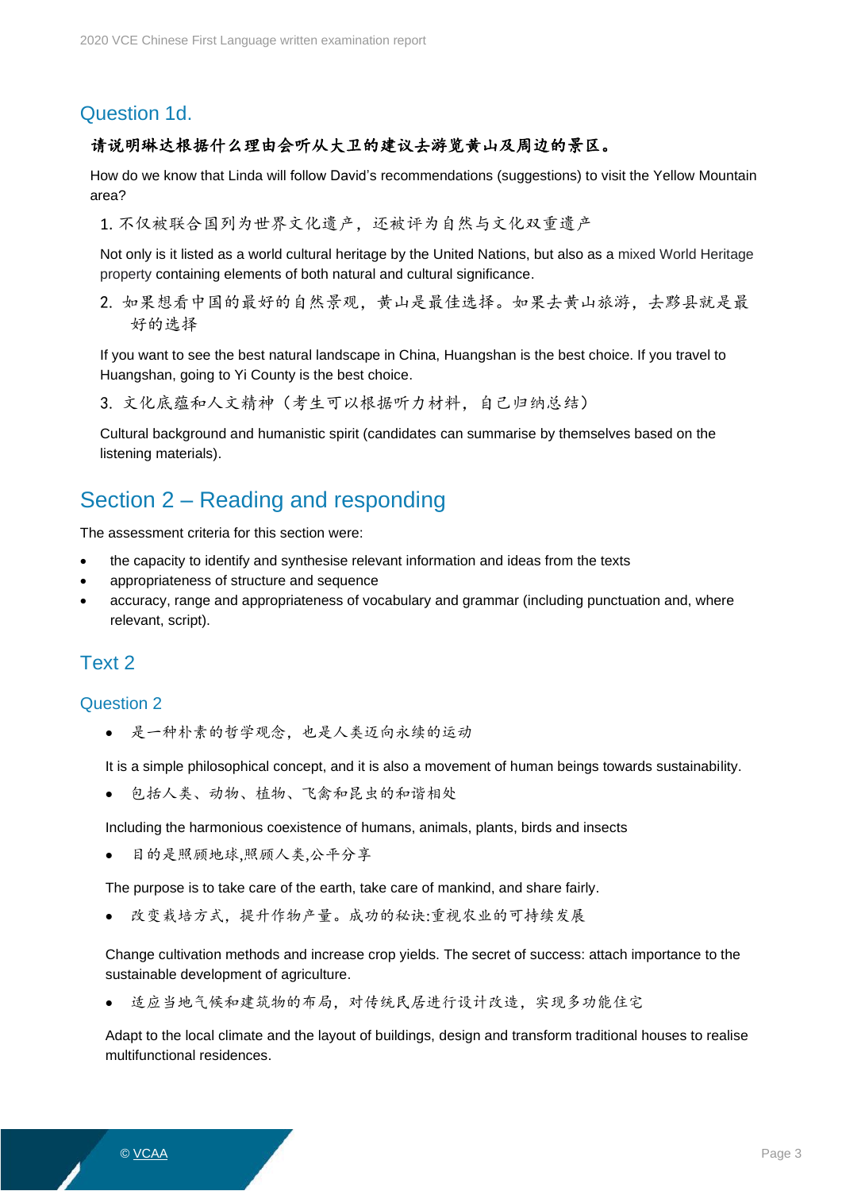### Question 1d.

**请说明琳达根据什么理由会听从大卫的建议去游览黄山及周边的景区。**

How do we know that Linda will follow David's recommendations (suggestions) to visit the Yellow Mountain area?

1. 不仅被联合国列为世界文化遗产，还被评为自然与文化双重遗产

   Not only is it listed as a world cultural heritage by the United Nations, but also as a mixed World Heritage property containing elements of both natural and cultural significance.

2. 如果想看中国的最好的自然景观，黄山是最佳选择。如果去黄山旅游，去黟县就是最好的选择

   If you want to see the best natural landscape in China, Huangshan is the best choice. If you travel to Huangshan, going to Yi County is the best choice.

3. 文化底蕴和人文精神（考生可以根据听力材料，自己归纳总结）

   Cultural background and humanistic spirit (candidates can summarise by themselves based on the listening materials).

## Section 2 – Reading and responding

The assessment criteria for this section were:

- the capacity to identify and synthesise relevant information and ideas from the texts
- appropriateness of structure and sequence
- accuracy, range and appropriateness of vocabulary and grammar (including punctuation and, where relevant, script).

### Text 2

### Question 2

- 是一种朴素的哲学观念，也是人类迈向永续的运动

  It is a simple philosophical concept, and it is also a movement of human beings towards sustainability.

- 包括人类、动物、植物、飞禽和昆虫的和谐相处

  Including the harmonious coexistence of humans, animals, plants, birds and insects

- 目的是照顾地球,照顾人类,公平分享

  The purpose is to take care of the earth, take care of mankind, and share fairly.

- 改变栽培方式，提升作物产量。成功的秘诀:重视农业的可持续发展

  Change cultivation methods and increase crop yields. The secret of success: attach importance to the sustainable development of agriculture.

- 适应当地气候和建筑物的布局，对传统民居进行设计改造，实现多功能住宅

  Adapt to the local climate and the layout of buildings, design and transform traditional houses to realise multifunctional residences.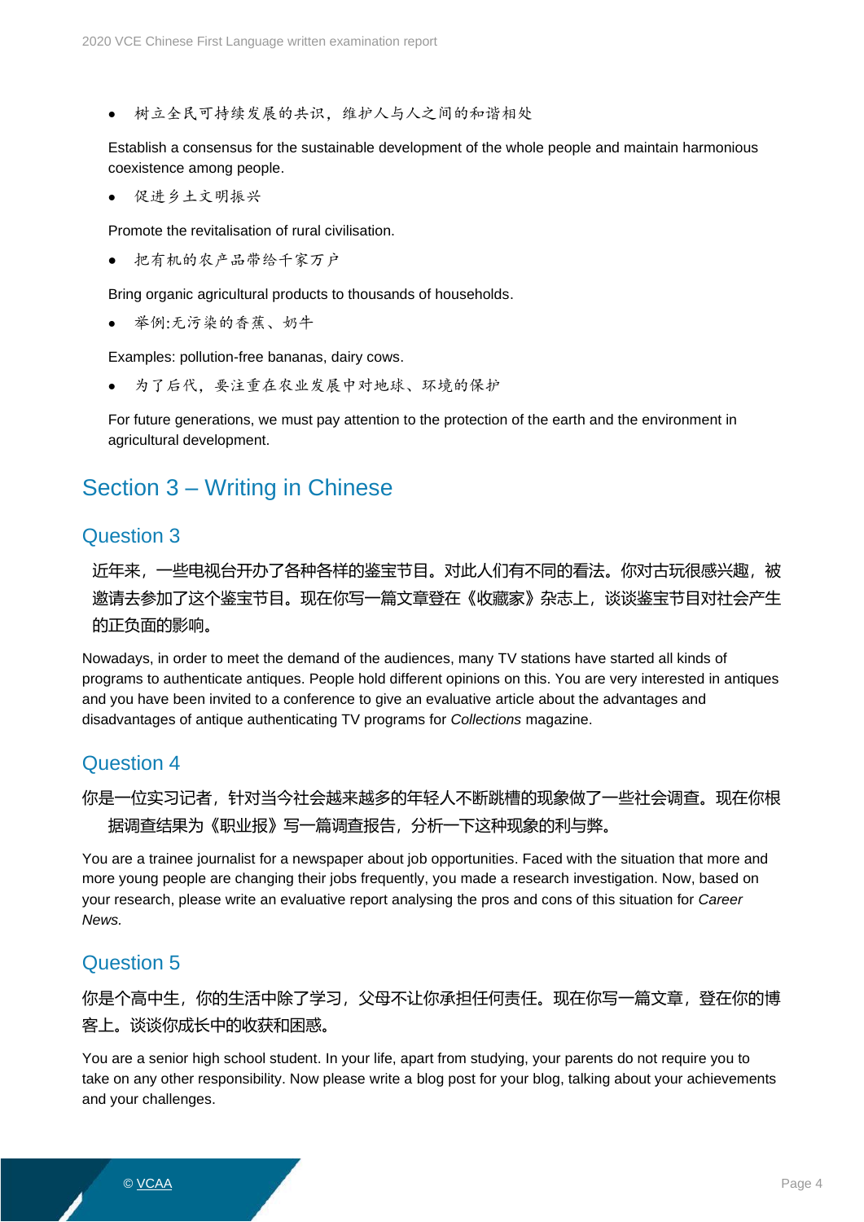- 树立全民可持续发展的共识，维护人与人之间的和谐相处

Establish a consensus for the sustainable development of the whole people and maintain harmonious coexistence among people.

- 促进乡土文明振兴

Promote the revitalisation of rural civilisation.

- 把有机的农产品带给千家万户

Bring organic agricultural products to thousands of households.

- 举例:无污染的香蕉、奶牛

Examples: pollution-free bananas, dairy cows.

- 为了后代，要注重在农业发展中对地球、环境的保护

For future generations, we must pay attention to the protection of the earth and the environment in agricultural development.

## Section 3 – Writing in Chinese

### Question 3

近年来，一些电视台开办了各种各样的鉴宝节目。对此人们有不同的看法。你对古玩很感兴趣，被邀请去参加了这个鉴宝节目。现在你写一篇文章登在《收藏家》杂志上，谈谈鉴宝节目对社会产生的正负面的影响。

Nowadays, in order to meet the demand of the audiences, many TV stations have started all kinds of programs to authenticate antiques. People hold different opinions on this. You are very interested in antiques and you have been invited to a conference to give an evaluative article about the advantages and disadvantages of antique authenticating TV programs for *Collections* magazine.

### Question 4

你是一位实习记者，针对当今社会越来越多的年轻人不断跳槽的现象做了一些社会调查。现在你根据调查结果为《职业报》写一篇调查报告，分析一下这种现象的利与弊。

You are a trainee journalist for a newspaper about job opportunities. Faced with the situation that more and more young people are changing their jobs frequently, you made a research investigation. Now, based on your research, please write an evaluative report analysing the pros and cons of this situation for *Career News.*

### Question 5

你是个高中生，你的生活中除了学习，父母不让你承担任何责任。现在你写一篇文章，登在你的博客上。谈谈你成长中的收获和困惑。

You are a senior high school student. In your life, apart from studying, your parents do not require you to take on any other responsibility. Now please write a blog post for your blog, talking about your achievements and your challenges.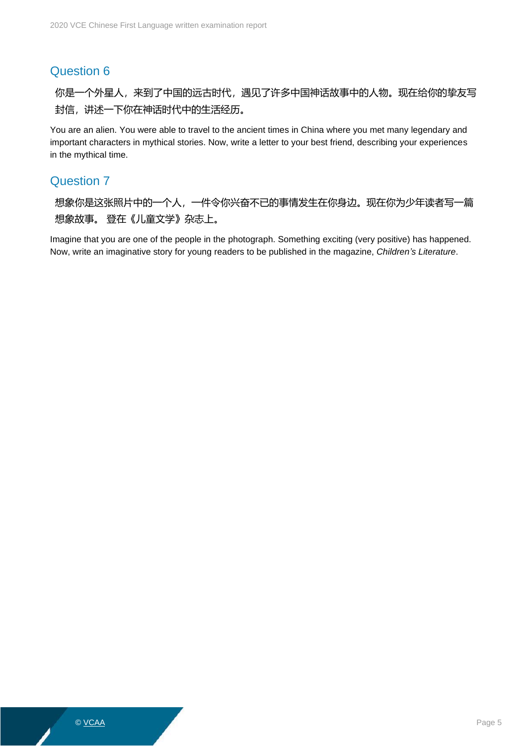## Question 6

你是一个外星人，来到了中国的远古时代，遇见了许多中国神话故事中的人物。现在给你的挚友写封信，讲述一下你在神话时代中的生活经历。

You are an alien. You were able to travel to the ancient times in China where you met many legendary and important characters in mythical stories. Now, write a letter to your best friend, describing your experiences in the mythical time.

## Question 7

想象你是这张照片中的一个人，一件令你兴奋不已的事情发生在你身边。现在你为少年读者写一篇想象故事。 登在《儿童文学》杂志上。

Imagine that you are one of the people in the photograph. Something exciting (very positive) has happened. Now, write an imaginative story for young readers to be published in the magazine, *Children's Literature*.